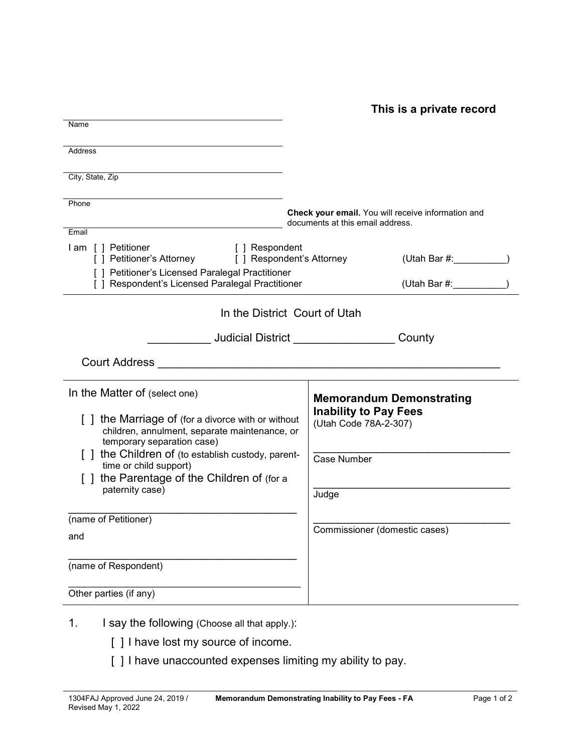**This is a private record**

Name

Address

City, State, Zip

Phone

Email

**Check your email.** You will receive information and documents at this email address.

I am [ ] Petitioner [ ] Respondent
[ ] Petitioner's Attorney [ ] Respondent's Attorney (Utah Bar #:__________)
[ ] Petitioner's Licensed Paralegal Practitioner
[ ] Respondent's Licensed Paralegal Practitioner (Utah Bar #:__________)

In the District Court of Utah

__________ Judicial District ________________ County

Court Address ______________________________________________________

In the Matter of (select one)

[ ] the Marriage of (for a divorce with or without children, annulment, separate maintenance, or temporary separation case)

[ ] the Children of (to establish custody, parent-time or child support)

[ ] the Parentage of the Children of (for a paternity case)

_______________________________________
(name of Petitioner)

and

_______________________________________
(name of Respondent)

_______________________________________
Other parties (if any)

**Memorandum Demonstrating Inability to Pay Fees**
(Utah Code 78A-2-307)

_________________________________
Case Number

_________________________________
Judge

_________________________________
Commissioner (domestic cases)

1. I say the following (Choose all that apply.):

 [ ] I have lost my source of income.

 [ ] I have unaccounted expenses limiting my ability to pay.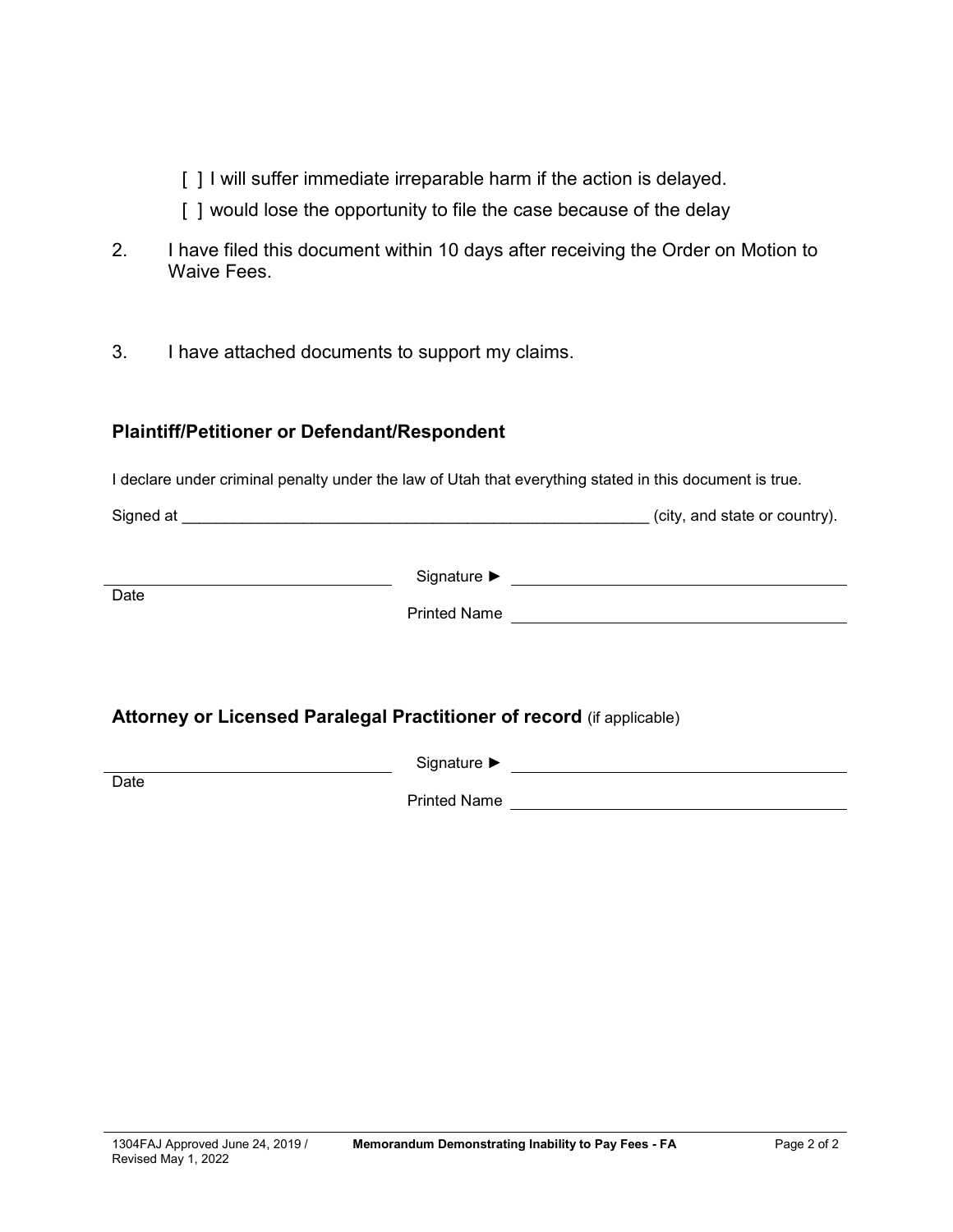[ ] I will suffer immediate irreparable harm if the action is delayed.

[ ] would lose the opportunity to file the case because of the delay

2. I have filed this document within 10 days after receiving the Order on Motion to Waive Fees.

3. I have attached documents to support my claims.

### Plaintiff/Petitioner or Defendant/Respondent

I declare under criminal penalty under the law of Utah that everything stated in this document is true.

Signed at _______________________________________________ (city, and state or country).

_______________________ Signature ► _______________________

Date

Printed Name _______________________

### Attorney or Licensed Paralegal Practitioner of record (if applicable)

_______________________ Signature ► _______________________

Date

Printed Name _______________________

1304FAJ Approved June 24, 2019 / Revised May 1, 2022 — Memorandum Demonstrating Inability to Pay Fees - FA